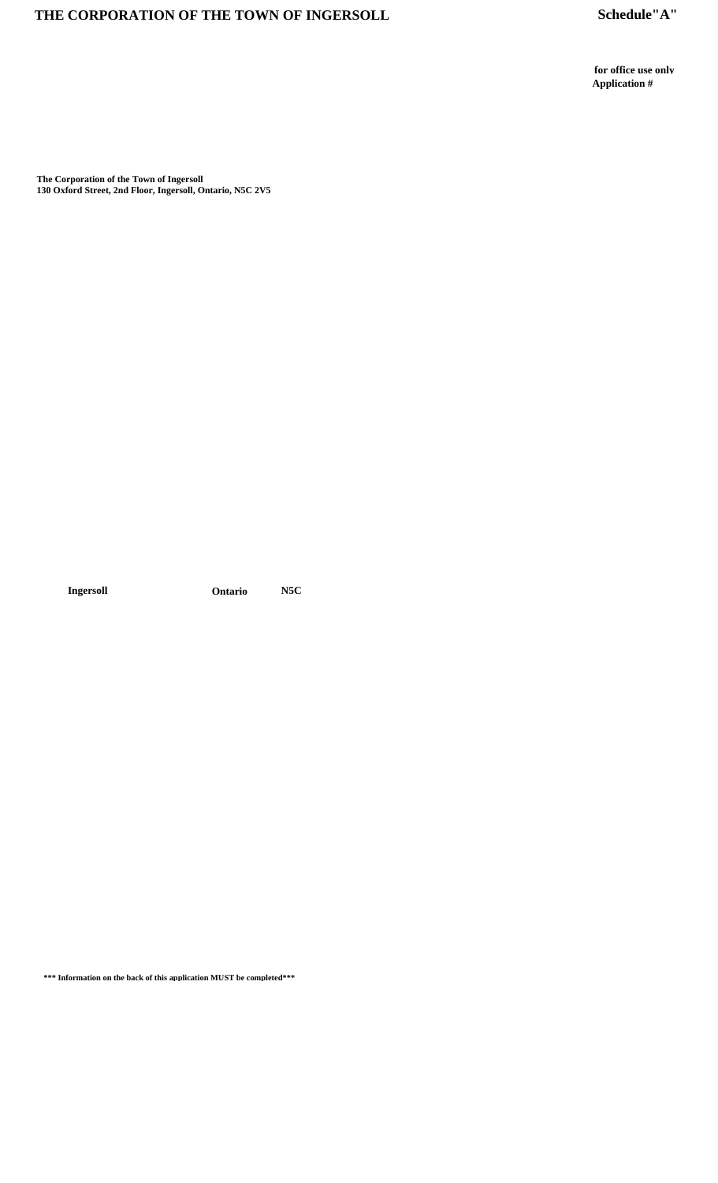# THE CORPORATION OF THE TOWN OF INGERSOLL

**Schedule"A"**

**for office use only**
**Application #**

**The Corporation of the Town of Ingersoll**
**130 Oxford Street, 2nd Floor, Ingersoll, Ontario, N5C 2V5**

**Ingersoll** **Ontario** **N5C**

**\*\*\* Information on the back of this application MUST be completed\*\*\***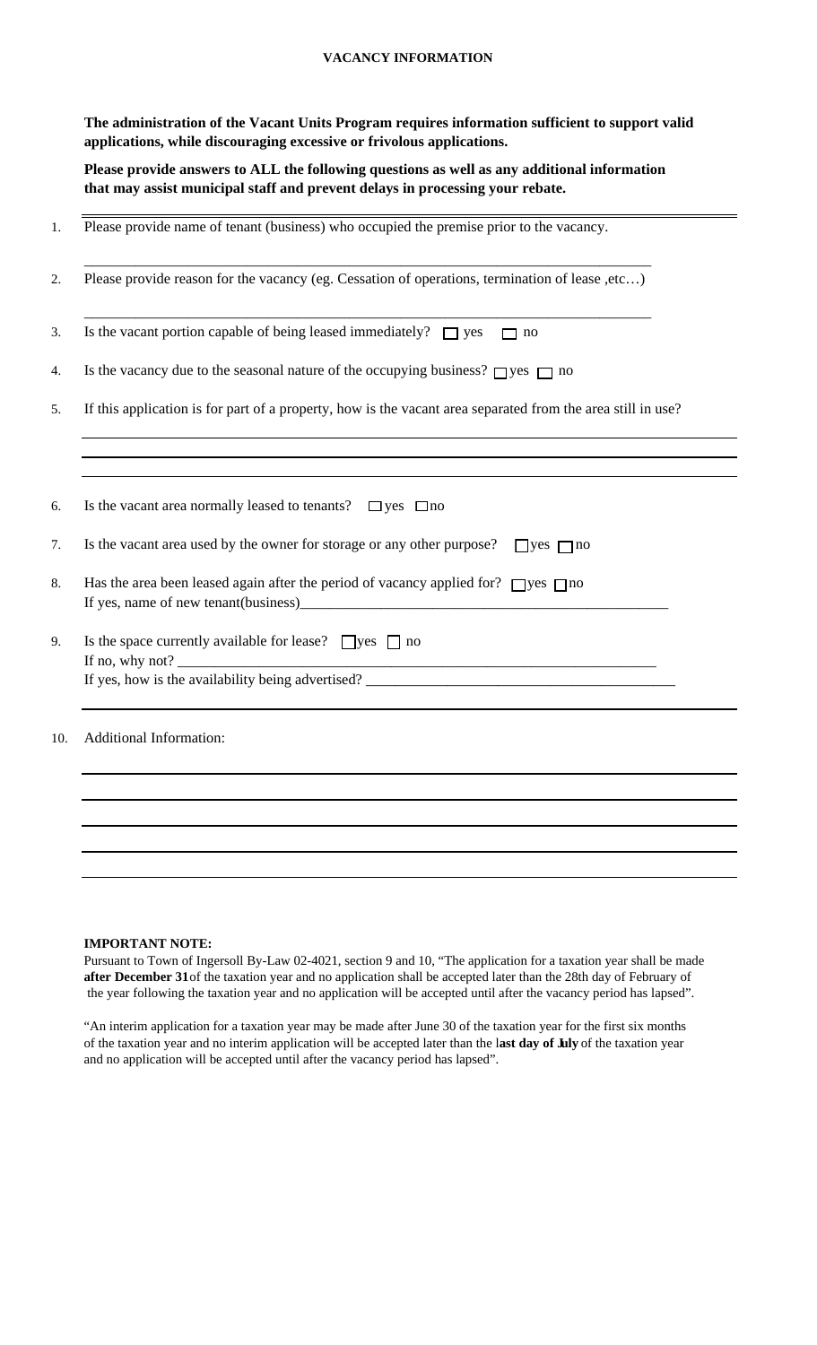### VACANCY INFORMATION

**The administration of the Vacant Units Program requires information sufficient to support valid applications, while discouraging excessive or frivolous applications.**

**Please provide answers to ALL the following questions as well as any additional information that may assist municipal staff and prevent delays in processing your rebate.**

1. Please provide name of tenant (business) who occupied the premise prior to the vacancy.

   ___________________________________________________________________________

2. Please provide reason for the vacancy (eg. Cessation of operations, termination of lease ,etc…)

   ___________________________________________________________________________

3. Is the vacant portion capable of being leased immediately? ☐ yes ☐ no

4. Is the vacancy due to the seasonal nature of the occupying business? ☐ yes ☐ no

5. If this application is for part of a property, how is the vacant area separated from the area still in use?

   ___________________________________________________________________________

   ___________________________________________________________________________

   ___________________________________________________________________________

6. Is the vacant area normally leased to tenants? ☐ yes ☐ no

7. Is the vacant area used by the owner for storage or any other purpose? ☐ yes ☐ no

8. Has the area been leased again after the period of vacancy applied for? ☐ yes ☐ no
   If yes, name of new tenant(business)___________________________________________________

9. Is the space currently available for lease? ☐ yes ☐ no
   If no, why not? ___________________________________________________________________
   If yes, how is the availability being advertised? ___________________________________________

   ___________________________________________________________________________

10. Additional Information:

    ___________________________________________________________________________

    ___________________________________________________________________________

    ___________________________________________________________________________

    ___________________________________________________________________________

    ___________________________________________________________________________

**IMPORTANT NOTE:**

Pursuant to Town of Ingersoll By-Law 02-4021, section 9 and 10, "The application for a taxation year shall be made **after December 31** of the taxation year and no application shall be accepted later than the 28th day of February of the year following the taxation year and no application will be accepted until after the vacancy period has lapsed".

"An interim application for a taxation year may be made after June 30 of the taxation year for the first six months of the taxation year and no interim application will be accepted later than the **last day of July** of the taxation year and no application will be accepted until after the vacancy period has lapsed".